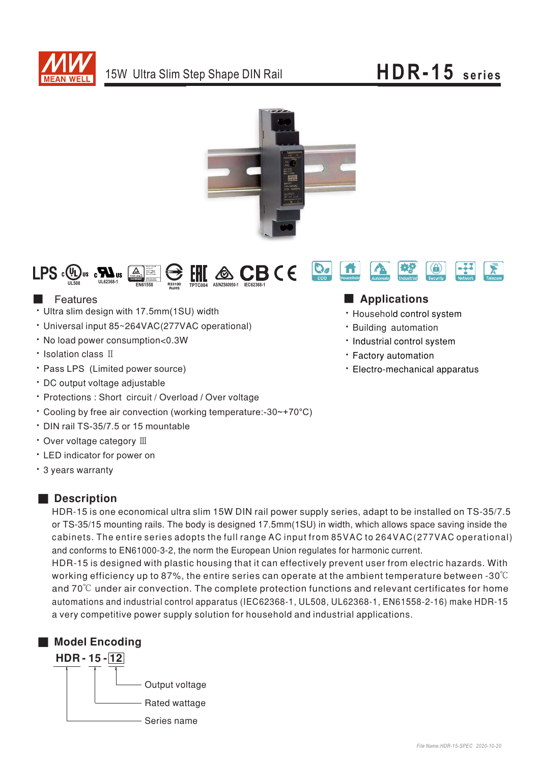# 15W Ultra Slim Step Shape DIN Rail — HDR-15 series

LPS  UL508  UL62368-1  EN61558  R33100 RoHS  TPTC004  AS/NZS60950-1  IEC62368-1  CB  CE

ECO  Household  Automation  Industrial  Security  Network  Telecom

## Features

- Ultra slim design with 17.5mm(1SU) width
- Universal input 85~264VAC(277VAC operational)
- No load power consumption<0.3W
- Isolation class Ⅱ
- Pass LPS (Limited power source)
- DC output voltage adjustable
- Protections : Short circuit / Overload / Over voltage
- Cooling by free air convection (working temperature:-30~+70°C)
- DIN rail TS-35/7.5 or 15 mountable
- Over voltage category Ⅲ
- LED indicator for power on
- 3 years warranty

## Applications

- Household control system
- Building automation
- Industrial control system
- Factory automation
- Electro-mechanical apparatus

## Description

HDR-15 is one economical ultra slim 15W DIN rail power supply series, adapt to be installed on TS-35/7.5 or TS-35/15 mounting rails. The body is designed 17.5mm(1SU) in width, which allows space saving inside the cabinets. The entire series adopts the full range AC input from 85VAC to 264VAC(277VAC operational) and conforms to EN61000-3-2, the norm the European Union regulates for harmonic current.

HDR-15 is designed with plastic housing that it can effectively prevent user from electric hazards. With working efficiency up to 87%, the entire series can operate at the ambient temperature between -30℃ and 70℃ under air convection. The complete protection functions and relevant certificates for home automations and industrial control apparatus (IEC62368-1, UL508, UL62368-1, EN61558-2-16) make HDR-15 a very competitive power supply solution for household and industrial applications.

## Model Encoding

**HDR - 15 - 12**

- 12 — Output voltage
- 15 — Rated wattage
- HDR — Series name

File Name:HDR-15-SPEC 2020-10-20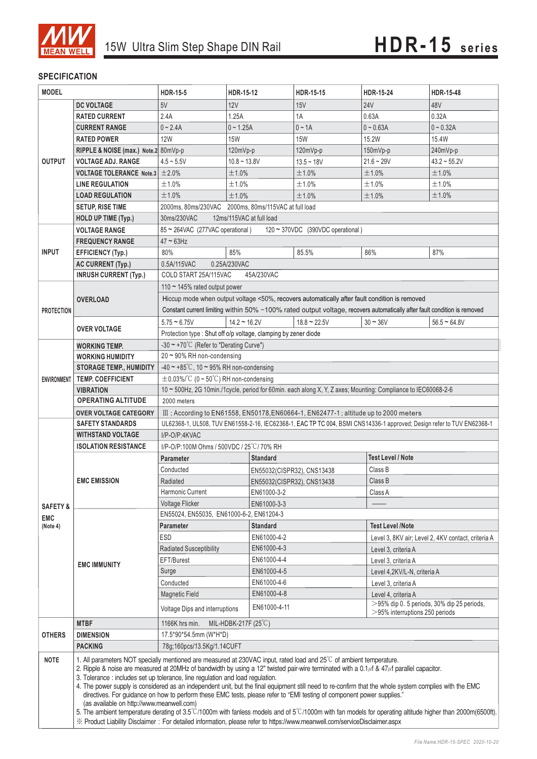# 15W Ultra Slim Step Shape DIN Rail — HDR-15 series

## SPECIFICATION

| MODEL | | HDR-15-5 | HDR-15-12 | HDR-15-15 | HDR-15-24 | HDR-15-48 |
|---|---|---|---|---|---|---|
| OUTPUT | DC VOLTAGE | 5V | 12V | 15V | 24V | 48V |
| | RATED CURRENT | 2.4A | 1.25A | 1A | 0.63A | 0.32A |
| | CURRENT RANGE | 0 ~ 2.4A | 0 ~ 1.25A | 0 ~ 1A | 0 ~ 0.63A | 0 ~ 0.32A |
| | RATED POWER | 12W | 15W | 15W | 15.2W | 15.4W |
| | RIPPLE & NOISE (max.) Note.2 | 80mVp-p | 120mVp-p | 120mVp-p | 150mVp-p | 240mVp-p |
| | VOLTAGE ADJ. RANGE | 4.5 ~ 5.5V | 10.8 ~ 13.8V | 13.5 ~ 18V | 21.6 ~ 29V | 43.2 ~ 55.2V |
| | VOLTAGE TOLERANCE Note.3 | ±2.0% | ±1.0% | ±1.0% | ±1.0% | ±1.0% |
| | LINE REGULATION | ±1.0% | ±1.0% | ±1.0% | ±1.0% | ±1.0% |
| | LOAD REGULATION | ±1.0% | ±1.0% | ±1.0% | ±1.0% | ±1.0% |
| | SETUP, RISE TIME | 2000ms, 80ms/230VAC 2000ms, 80ms/115VAC at full load | | | | |
| | HOLD UP TIME (Typ.) | 30ms/230VAC 12ms/115VAC at full load | | | | |
| INPUT | VOLTAGE RANGE | 85 ~ 264VAC (277VAC operational) 120 ~ 370VDC (390VDC operational) | | | | |
| | FREQUENCY RANGE | 47 ~ 63Hz | | | | |
| | EFFICIENCY (Typ.) | 80% | 85% | 85.5% | 86% | 87% |
| | AC CURRENT (Typ.) | 0.5A/115VAC 0.25A/230VAC | | | | |
| | INRUSH CURRENT (Typ.) | COLD START 25A/115VAC 45A/230VAC | | | | |
| PROTECTION | OVERLOAD | 110 ~ 145% rated output power | | | | |
| | | Hiccup mode when output voltage <50%, recovers automatically after fault condition is removed | | | | |
| | | Constant current limiting within 50% ~100% rated output voltage, recovers automatically after fault condition is removed | | | | |
| | OVER VOLTAGE | 5.75 ~ 6.75V | 14.2 ~ 16.2V | 18.8 ~ 22.5V | 30 ~ 36V | 56.5 ~ 64.8V |
| | | Protection type : Shut off o/p voltage, clamping by zener diode | | | | |
| ENVIRONMENT | WORKING TEMP. | -30 ~ +70℃ (Refer to "Derating Curve") | | | | |
| | WORKING HUMIDITY | 20 ~ 90% RH non-condensing | | | | |
| | STORAGE TEMP., HUMIDITY | -40 ~ +85℃, 10 ~ 95% RH non-condensing | | | | |
| | TEMP. COEFFICIENT | ±0.03%/℃ (0 ~ 50℃) RH non-condensing | | | | |
| | VIBRATION | 10 ~ 500Hz, 2G 10min./1cycle, period for 60min. each along X, Y, Z axes; Mounting: Compliance to IEC60068-2-6 | | | | |
| | OPERATING ALTITUDE | 2000 meters | | | | |
| | OVER VOLTAGE CATEGORY | Ⅲ ; According to EN61558, EN50178,EN60664-1, EN62477-1 ; altitude up to 2000 meters | | | | |
| SAFETY & EMC (Note 4) | SAFETY STANDARDS | UL62368-1, UL508, TUV EN61558-2-16, IEC62368-1, EAC TP TC 004, BSMI CNS14336-1 approved; Design refer to TUV EN62368-1 | | | | |
| | WITHSTAND VOLTAGE | I/P-O/P:4KVAC | | | | |
| | ISOLATION RESISTANCE | I/P-O/P:100M Ohms / 500VDC / 25℃/ 70% RH | | | | |
| | EMC EMISSION | **Parameter** | **Standard** | | **Test Level / Note** | |
| | | Conducted | EN55032(CISPR32), CNS13438 | | Class B | |
| | | Radiated | EN55032(CISPR32), CNS13438 | | Class B | |
| | | Harmonic Current | EN61000-3-2 | | Class A | |
| | | Voltage Flicker | EN61000-3-3 | | ------- | |
| | EMC IMMUNITY | EN55024, EN55035, EN61000-6-2, EN61204-3 | | | | |
| | | **Parameter** | **Standard** | | **Test Level /Note** | |
| | | ESD | EN61000-4-2 | | Level 3, 8KV air; Level 2, 4KV contact, criteria A | |
| | | Radiated Susceptibility | EN61000-4-3 | | Level 3, criteria A | |
| | | EFT/Burest | EN61000-4-4 | | Level 3, criteria A | |
| | | Surge | EN61000-4-5 | | Level 4,2KV/L-N, criteria A | |
| | | Conducted | EN61000-4-6 | | Level 3, criteria A | |
| | | Magnetic Field | EN61000-4-8 | | Level 4, criteria A | |
| | | Voltage Dips and interruptions | EN61000-4-11 | | >95% dip 0. 5 periods, 30% dip 25 periods, >95% interruptions 250 periods | |
| OTHERS | MTBF | 1166K hrs min. MIL-HDBK-217F (25℃) | | | | |
| | DIMENSION | 17.5*90*54.5mm (W*H*D) | | | | |
| | PACKING | 78g;160pcs/13.5Kg/1.14CUFT | | | | |

**NOTE**

1. All parameters NOT specially mentioned are measured at 230VAC input, rated load and 25℃ of ambient temperature.
2. Ripple & noise are measured at 20MHz of bandwidth by using a 12" twisted pair-wire terminated with a 0.1μf & 47μf parallel capacitor.
3. Tolerance : includes set up tolerance, line regulation and load regulation.
4. The power supply is considered as an independent unit, but the final equipment still need to re-confirm that the whole system complies with the EMC directives. For guidance on how to perform these EMC tests, please refer to "EMI testing of component power supplies." (as available on http://www.meanwell.com)
5. The ambient temperature derating of 3.5℃/1000m with fanless models and of 5℃/1000m with fan models for operating altitude higher than 2000m(6500ft).

※ Product Liability Disclaimer : For detailed information, please refer to https://www.meanwell.com/serviceDisclaimer.aspx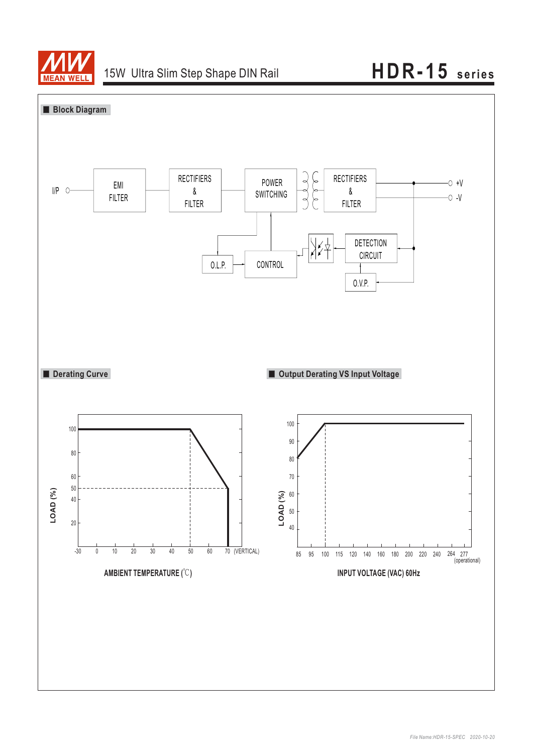## Block Diagram

I/P — EMI FILTER — RECTIFIERS & FILTER — POWER SWITCHING — RECTIFIERS & FILTER — +V / -V

O.L.P. — CONTROL — DETECTION CIRCUIT — O.V.P.

## Derating Curve

LOAD (%)

100, 80, 60, 50, 40, 20

-30, 0, 10, 20, 30, 40, 50, 60, 70 (VERTICAL)

AMBIENT TEMPERATURE (℃)

## Output Derating VS Input Voltage

LOAD (%)

100, 90, 80, 70, 60, 50, 40

85, 95, 100, 115, 120, 140, 160, 180, 200, 220, 240, 264, 277 (operational)

INPUT VOLTAGE (VAC) 60Hz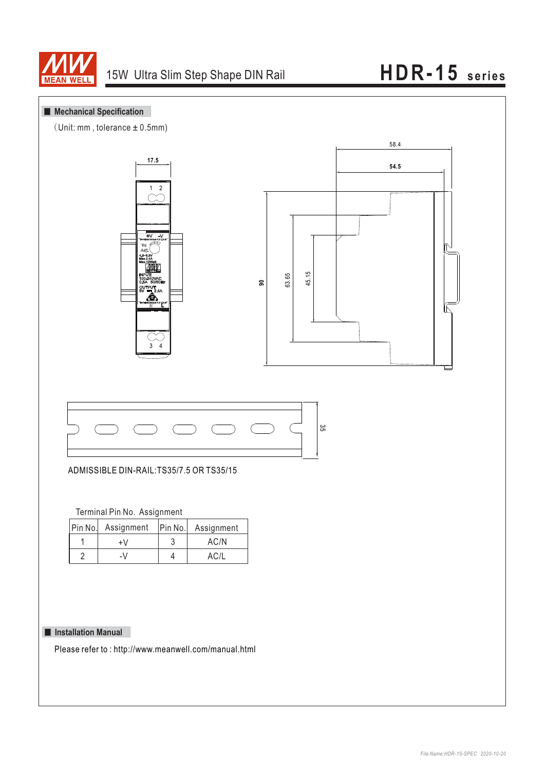## Mechanical Specification

(Unit: mm , tolerance ± 0.5mm)

17.5

1 2

3 4

58.4

54.5

90

63.65

45.15

35

ADMISSIBLE DIN-RAIL:TS35/7.5 OR TS35/15

Terminal Pin No. Assignment

| Pin No. | Assignment | Pin No. | Assignment |
|---|---|---|---|
| 1 | +V | 3 | AC/N |
| 2 | -V | 4 | AC/L |

## Installation Manual

Please refer to : http://www.meanwell.com/manual.html